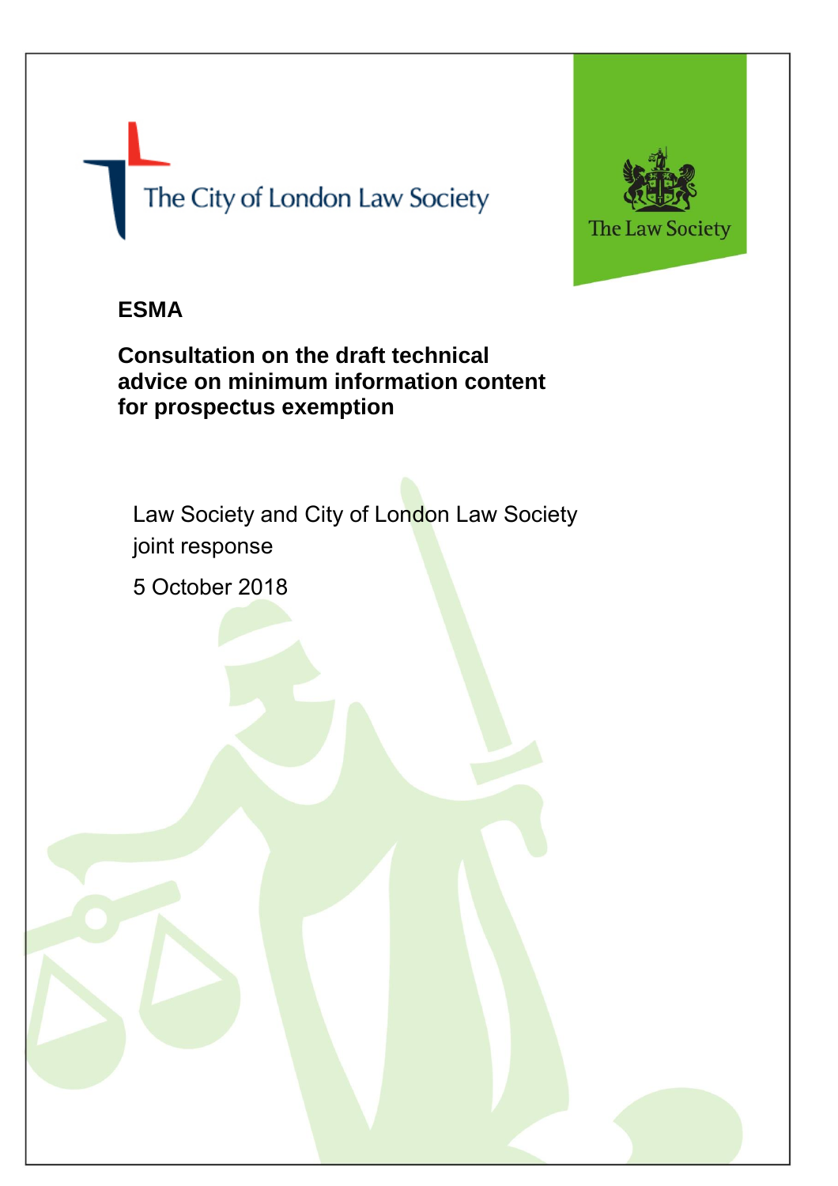The City of London Law Society

The Law Society

**ESMA**

## Consultation on the draft technical advice on minimum information content for prospectus exemption

Law Society and City of London Law Society joint response

5 October 2018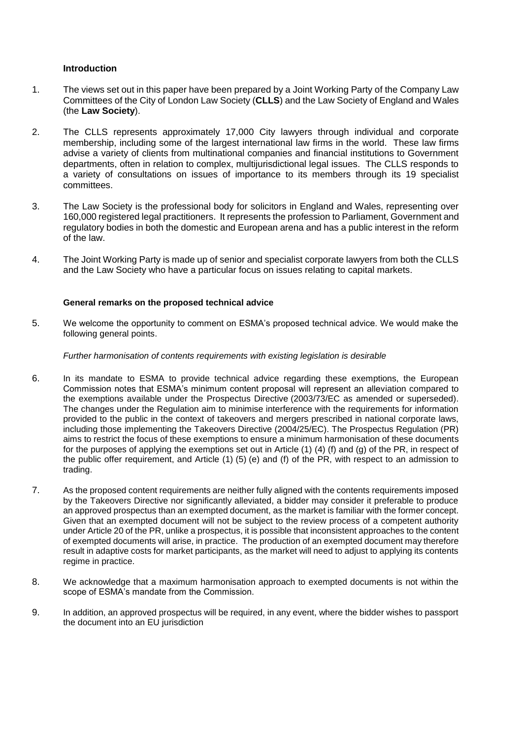**Introduction**

1. The views set out in this paper have been prepared by a Joint Working Party of the Company Law Committees of the City of London Law Society (**CLLS**) and the Law Society of England and Wales (the **Law Society**).

2. The CLLS represents approximately 17,000 City lawyers through individual and corporate membership, including some of the largest international law firms in the world. These law firms advise a variety of clients from multinational companies and financial institutions to Government departments, often in relation to complex, multijurisdictional legal issues. The CLLS responds to a variety of consultations on issues of importance to its members through its 19 specialist committees.

3. The Law Society is the professional body for solicitors in England and Wales, representing over 160,000 registered legal practitioners. It represents the profession to Parliament, Government and regulatory bodies in both the domestic and European arena and has a public interest in the reform of the law.

4. The Joint Working Party is made up of senior and specialist corporate lawyers from both the CLLS and the Law Society who have a particular focus on issues relating to capital markets.

**General remarks on the proposed technical advice**

5. We welcome the opportunity to comment on ESMA's proposed technical advice. We would make the following general points.

*Further harmonisation of contents requirements with existing legislation is desirable*

6. In its mandate to ESMA to provide technical advice regarding these exemptions, the European Commission notes that ESMA's minimum content proposal will represent an alleviation compared to the exemptions available under the Prospectus Directive (2003/73/EC as amended or superseded). The changes under the Regulation aim to minimise interference with the requirements for information provided to the public in the context of takeovers and mergers prescribed in national corporate laws, including those implementing the Takeovers Directive (2004/25/EC). The Prospectus Regulation (PR) aims to restrict the focus of these exemptions to ensure a minimum harmonisation of these documents for the purposes of applying the exemptions set out in Article (1) (4) (f) and (g) of the PR, in respect of the public offer requirement, and Article (1) (5) (e) and (f) of the PR, with respect to an admission to trading.

7. As the proposed content requirements are neither fully aligned with the contents requirements imposed by the Takeovers Directive nor significantly alleviated, a bidder may consider it preferable to produce an approved prospectus than an exempted document, as the market is familiar with the former concept. Given that an exempted document will not be subject to the review process of a competent authority under Article 20 of the PR, unlike a prospectus, it is possible that inconsistent approaches to the content of exempted documents will arise, in practice. The production of an exempted document may therefore result in adaptive costs for market participants, as the market will need to adjust to applying its contents regime in practice.

8. We acknowledge that a maximum harmonisation approach to exempted documents is not within the scope of ESMA's mandate from the Commission.

9. In addition, an approved prospectus will be required, in any event, where the bidder wishes to passport the document into an EU jurisdiction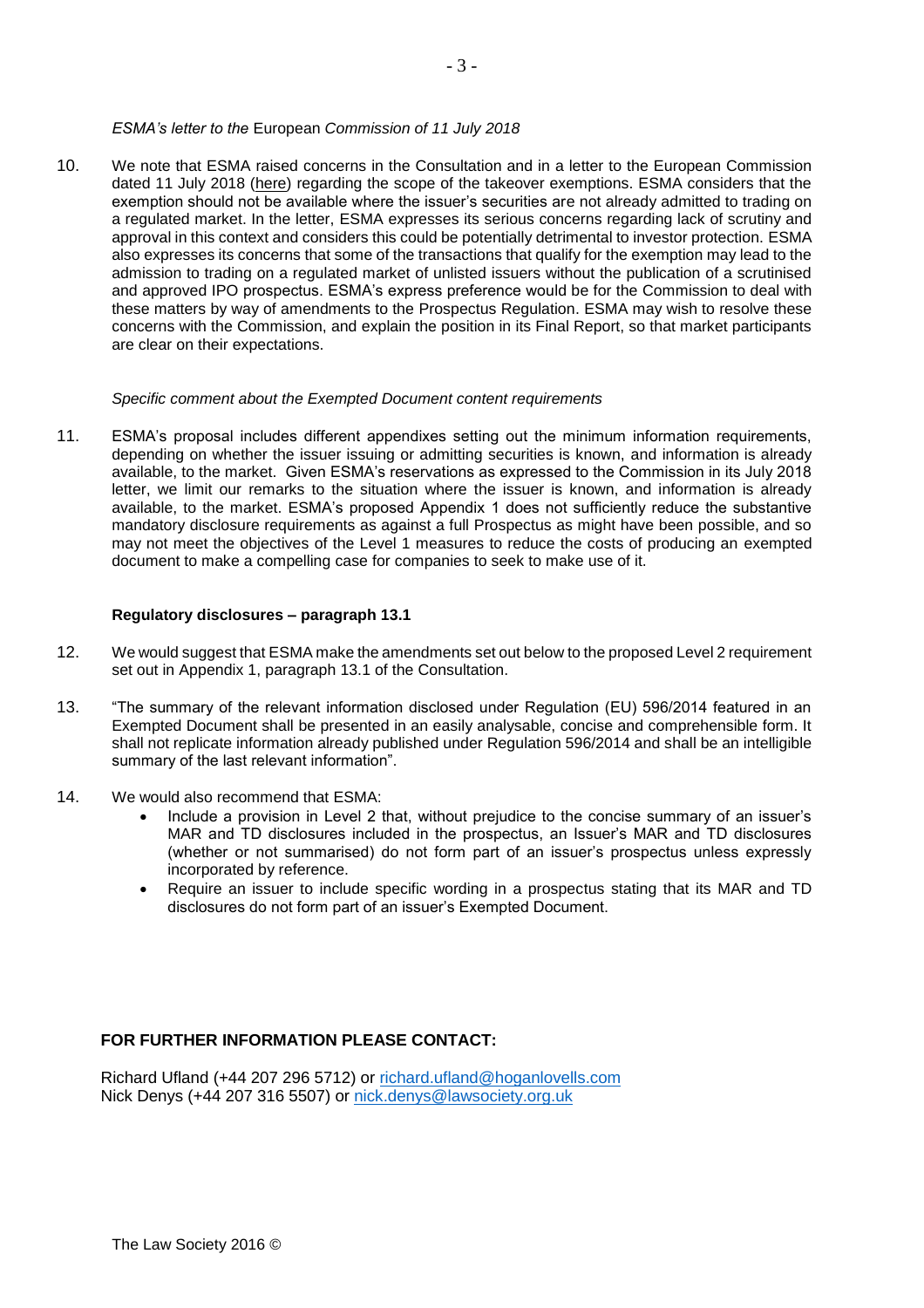*ESMA's letter to the* European *Commission of 11 July 2018*

10. We note that ESMA raised concerns in the Consultation and in a letter to the European Commission dated 11 July 2018 (here) regarding the scope of the takeover exemptions. ESMA considers that the exemption should not be available where the issuer's securities are not already admitted to trading on a regulated market. In the letter, ESMA expresses its serious concerns regarding lack of scrutiny and approval in this context and considers this could be potentially detrimental to investor protection. ESMA also expresses its concerns that some of the transactions that qualify for the exemption may lead to the admission to trading on a regulated market of unlisted issuers without the publication of a scrutinised and approved IPO prospectus. ESMA's express preference would be for the Commission to deal with these matters by way of amendments to the Prospectus Regulation. ESMA may wish to resolve these concerns with the Commission, and explain the position in its Final Report, so that market participants are clear on their expectations.

*Specific comment about the Exempted Document content requirements*

11. ESMA's proposal includes different appendixes setting out the minimum information requirements, depending on whether the issuer issuing or admitting securities is known, and information is already available, to the market. Given ESMA's reservations as expressed to the Commission in its July 2018 letter, we limit our remarks to the situation where the issuer is known, and information is already available, to the market. ESMA's proposed Appendix 1 does not sufficiently reduce the substantive mandatory disclosure requirements as against a full Prospectus as might have been possible, and so may not meet the objectives of the Level 1 measures to reduce the costs of producing an exempted document to make a compelling case for companies to seek to make use of it.

**Regulatory disclosures – paragraph 13.1**

12. We would suggest that ESMA make the amendments set out below to the proposed Level 2 requirement set out in Appendix 1, paragraph 13.1 of the Consultation.

13. "The summary of the relevant information disclosed under Regulation (EU) 596/2014 featured in an Exempted Document shall be presented in an easily analysable, concise and comprehensible form. It shall not replicate information already published under Regulation 596/2014 and shall be an intelligible summary of the last relevant information".

14. We would also recommend that ESMA:
    - Include a provision in Level 2 that, without prejudice to the concise summary of an issuer's MAR and TD disclosures included in the prospectus, an Issuer's MAR and TD disclosures (whether or not summarised) do not form part of an issuer's prospectus unless expressly incorporated by reference.
    - Require an issuer to include specific wording in a prospectus stating that its MAR and TD disclosures do not form part of an issuer's Exempted Document.

**FOR FURTHER INFORMATION PLEASE CONTACT:**

Richard Ufland (+44 207 296 5712) or richard.ufland@hoganlovells.com
Nick Denys (+44 207 316 5507) or nick.denys@lawsociety.org.uk

The Law Society 2016 ©